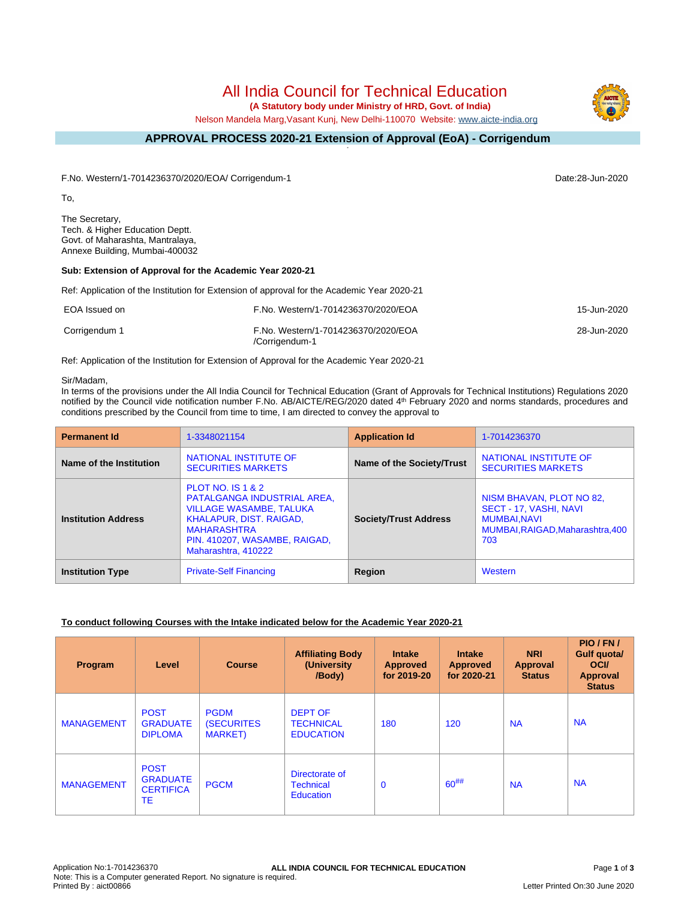# All India Council for Technical Education

**(A Statutory body under Ministry of HRD, Govt. of India)**

Nelson Mandela Marg,Vasant Kunj, New Delhi-110070 Website: www.aicte-india.org

## APPROVAL PROCESS 2020-21 Extension of Approval (EoA) - Corrigendum

F.No. Western/1-7014236370/2020/EOA/ Corrigendum-1

Date:28-Jun-2020

To,

The Secretary,
Tech. & Higher Education Deptt.
Govt. of Maharashta, Mantralaya,
Annexe Building, Mumbai-400032

**Sub: Extension of Approval for the Academic Year 2020-21**

Ref: Application of the Institution for Extension of approval for the Academic Year 2020-21

| | | |
|---|---|---|
| EOA Issued on | F.No. Western/1-7014236370/2020/EOA | 15-Jun-2020 |
| Corrigendum 1 | F.No. Western/1-7014236370/2020/EOA /Corrigendum-1 | 28-Jun-2020 |

Ref: Application of the Institution for Extension of Approval for the Academic Year 2020-21

Sir/Madam,

In terms of the provisions under the All India Council for Technical Education (Grant of Approvals for Technical Institutions) Regulations 2020 notified by the Council vide notification number F.No. AB/AICTE/REG/2020 dated 4th February 2020 and norms standards, procedures and conditions prescribed by the Council from time to time, I am directed to convey the approval to

| **Permanent Id** | 1-3348021154 | **Application Id** | 1-7014236370 |
|---|---|---|---|
| **Name of the Institution** | NATIONAL INSTITUTE OF SECURITIES MARKETS | **Name of the Society/Trust** | NATIONAL INSTITUTE OF SECURITIES MARKETS |
| **Institution Address** | PLOT NO. IS 1 & 2 PATALGANGA INDUSTRIAL AREA, VILLAGE WASAMBE, TALUKA KHALAPUR, DIST. RAIGAD, MAHARASHTRA PIN. 410207, WASAMBE, RAIGAD, Maharashtra, 410222 | **Society/Trust Address** | NISM BHAVAN, PLOT NO 82, SECT - 17, VASHI, NAVI MUMBAI,NAVI MUMBAI,RAIGAD,Maharashtra,400 703 |
| **Institution Type** | Private-Self Financing | **Region** | Western |

**To conduct following Courses with the Intake indicated below for the Academic Year 2020-21**

| Program | Level | Course | Affiliating Body (University /Body) | Intake Approved for 2019-20 | Intake Approved for 2020-21 | NRI Approval Status | PIO / FN / Gulf quota/ OCI/ Approval Status |
|---|---|---|---|---|---|---|---|
| MANAGEMENT | POST GRADUATE DIPLOMA | PGDM (SECURITES MARKET) | DEPT OF TECHNICAL EDUCATION | 180 | 120 | NA | NA |
| MANAGEMENT | POST GRADUATE CERTIFICATE | PGCM | Directorate of Technical Education | 0 | 60## | NA | NA |

Application No:1-7014236370
Note: This is a Computer generated Report. No signature is required.
Printed By : aict00866
Letter Printed On:30 June 2020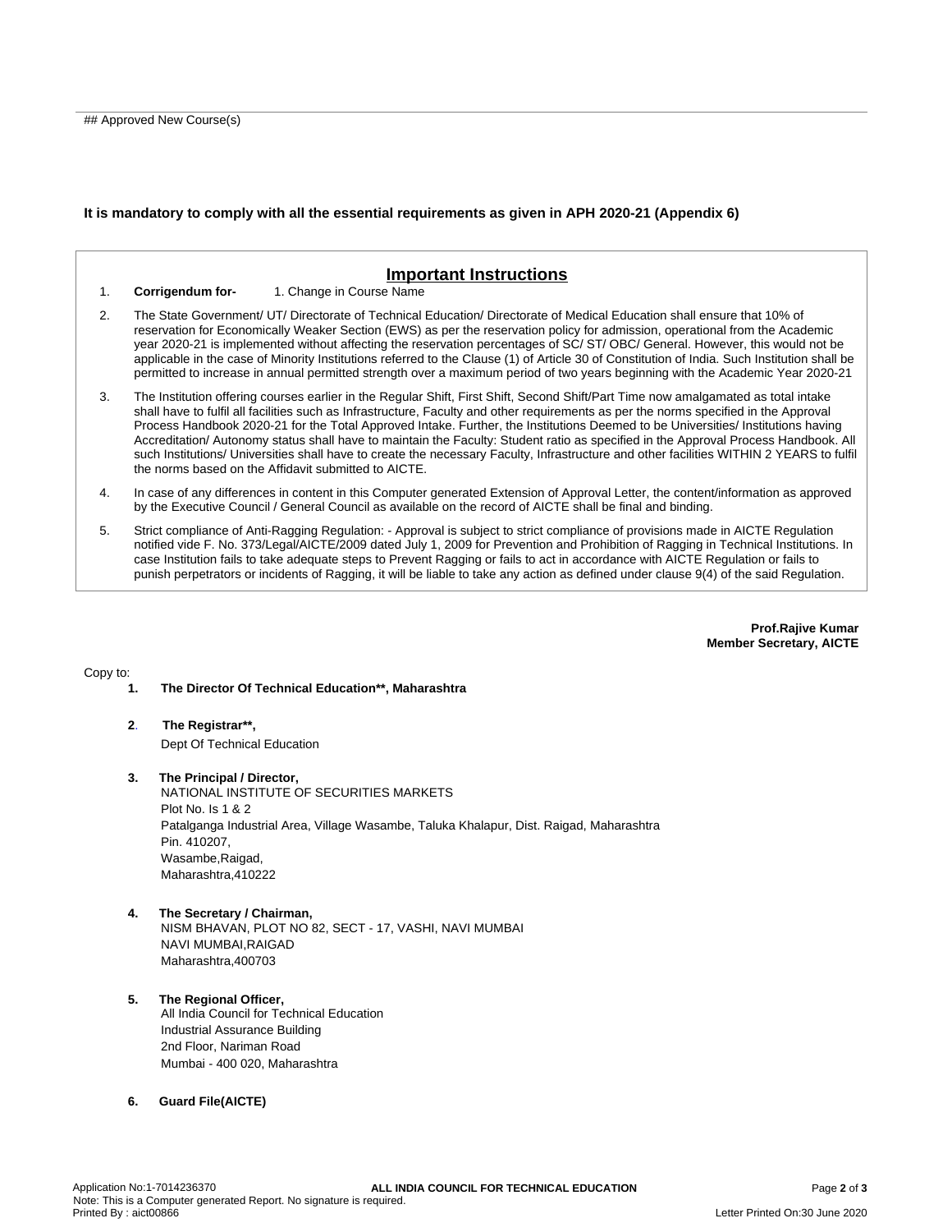## Approved New Course(s)

**It is mandatory to comply with all the essential requirements as given in APH 2020-21 (Appendix 6)**

## Important Instructions

1. **Corrigendum for-** 1. Change in Course Name
2. The State Government/ UT/ Directorate of Technical Education/ Directorate of Medical Education shall ensure that 10% of reservation for Economically Weaker Section (EWS) as per the reservation policy for admission, operational from the Academic year 2020-21 is implemented without affecting the reservation percentages of SC/ ST/ OBC/ General. However, this would not be applicable in the case of Minority Institutions referred to the Clause (1) of Article 30 of Constitution of India. Such Institution shall be permitted to increase in annual permitted strength over a maximum period of two years beginning with the Academic Year 2020-21
3. The Institution offering courses earlier in the Regular Shift, First Shift, Second Shift/Part Time now amalgamated as total intake shall have to fulfil all facilities such as Infrastructure, Faculty and other requirements as per the norms specified in the Approval Process Handbook 2020-21 for the Total Approved Intake. Further, the Institutions Deemed to be Universities/ Institutions having Accreditation/ Autonomy status shall have to maintain the Faculty: Student ratio as specified in the Approval Process Handbook. All such Institutions/ Universities shall have to create the necessary Faculty, Infrastructure and other facilities WITHIN 2 YEARS to fulfil the norms based on the Affidavit submitted to AICTE.
4. In case of any differences in content in this Computer generated Extension of Approval Letter, the content/information as approved by the Executive Council / General Council as available on the record of AICTE shall be final and binding.
5. Strict compliance of Anti-Ragging Regulation: - Approval is subject to strict compliance of provisions made in AICTE Regulation notified vide F. No. 373/Legal/AICTE/2009 dated July 1, 2009 for Prevention and Prohibition of Ragging in Technical Institutions. In case Institution fails to take adequate steps to Prevent Ragging or fails to act in accordance with AICTE Regulation or fails to punish perpetrators or incidents of Ragging, it will be liable to take any action as defined under clause 9(4) of the said Regulation.

**Prof.Rajive Kumar**
**Member Secretary, AICTE**

Copy to:

1. **The Director Of Technical Education\*\*, Maharashtra**

2. **The Registrar\*\*,**
   Dept Of Technical Education

3. **The Principal / Director,**
   NATIONAL INSTITUTE OF SECURITIES MARKETS
   Plot No. Is 1 & 2
   Patalganga Industrial Area, Village Wasambe, Taluka Khalapur, Dist. Raigad, Maharashtra
   Pin. 410207,
   Wasambe,Raigad,
   Maharashtra,410222

4. **The Secretary / Chairman,**
   NISM BHAVAN, PLOT NO 82, SECT - 17, VASHI, NAVI MUMBAI
   NAVI MUMBAI,RAIGAD
   Maharashtra,400703

5. **The Regional Officer,**
   All India Council for Technical Education
   Industrial Assurance Building
   2nd Floor, Nariman Road
   Mumbai - 400 020, Maharashtra

6. **Guard File(AICTE)**

Application No:1-7014236370
Note: This is a Computer generated Report. No signature is required.
Printed By : aict00866
Letter Printed On:30 June 2020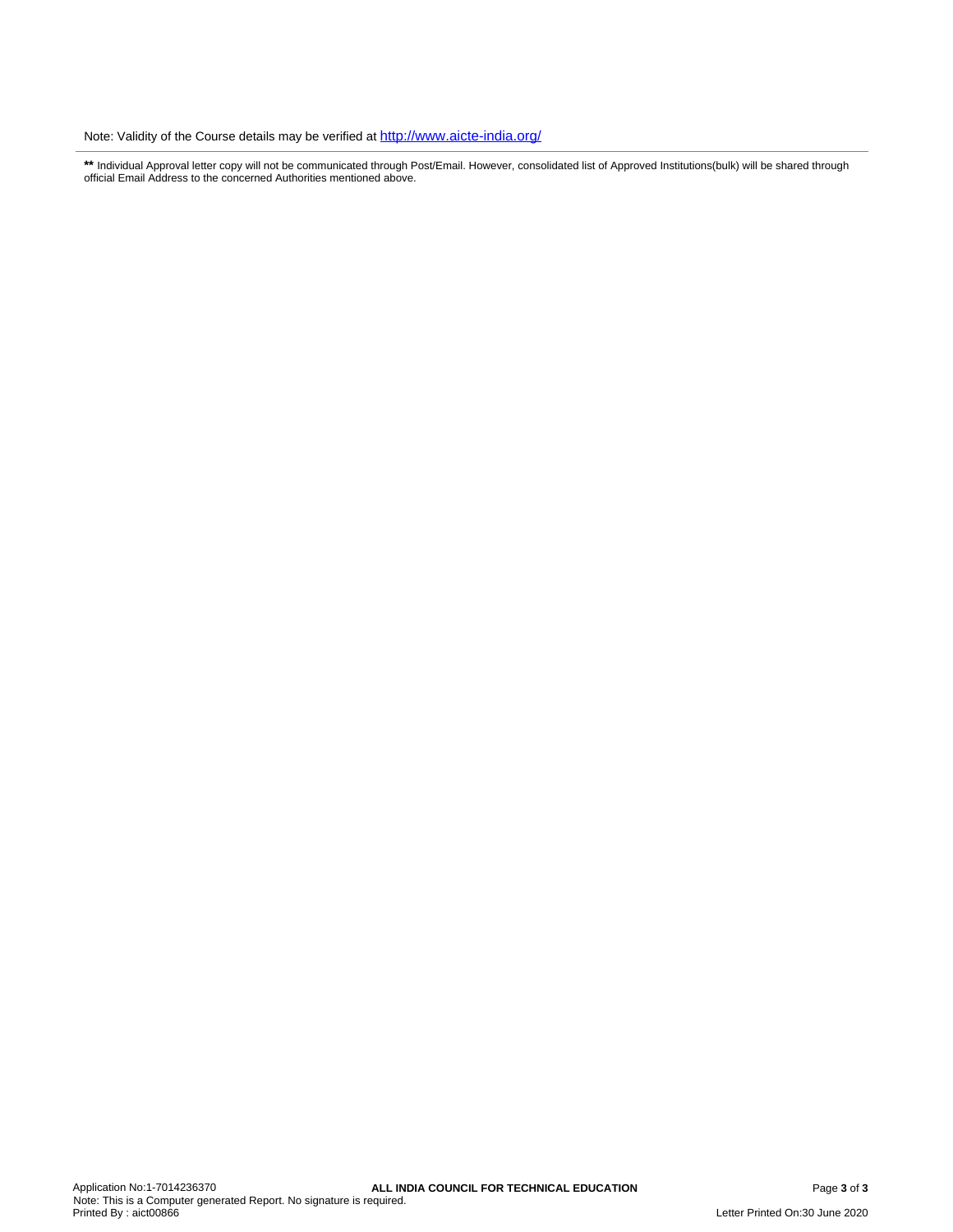Note: Validity of the Course details may be verified at http://www.aicte-india.org/

---

**\*\*** Individual Approval letter copy will not be communicated through Post/Email. However, consolidated list of Approved Institutions(bulk) will be shared through official Email Address to the concerned Authorities mentioned above.